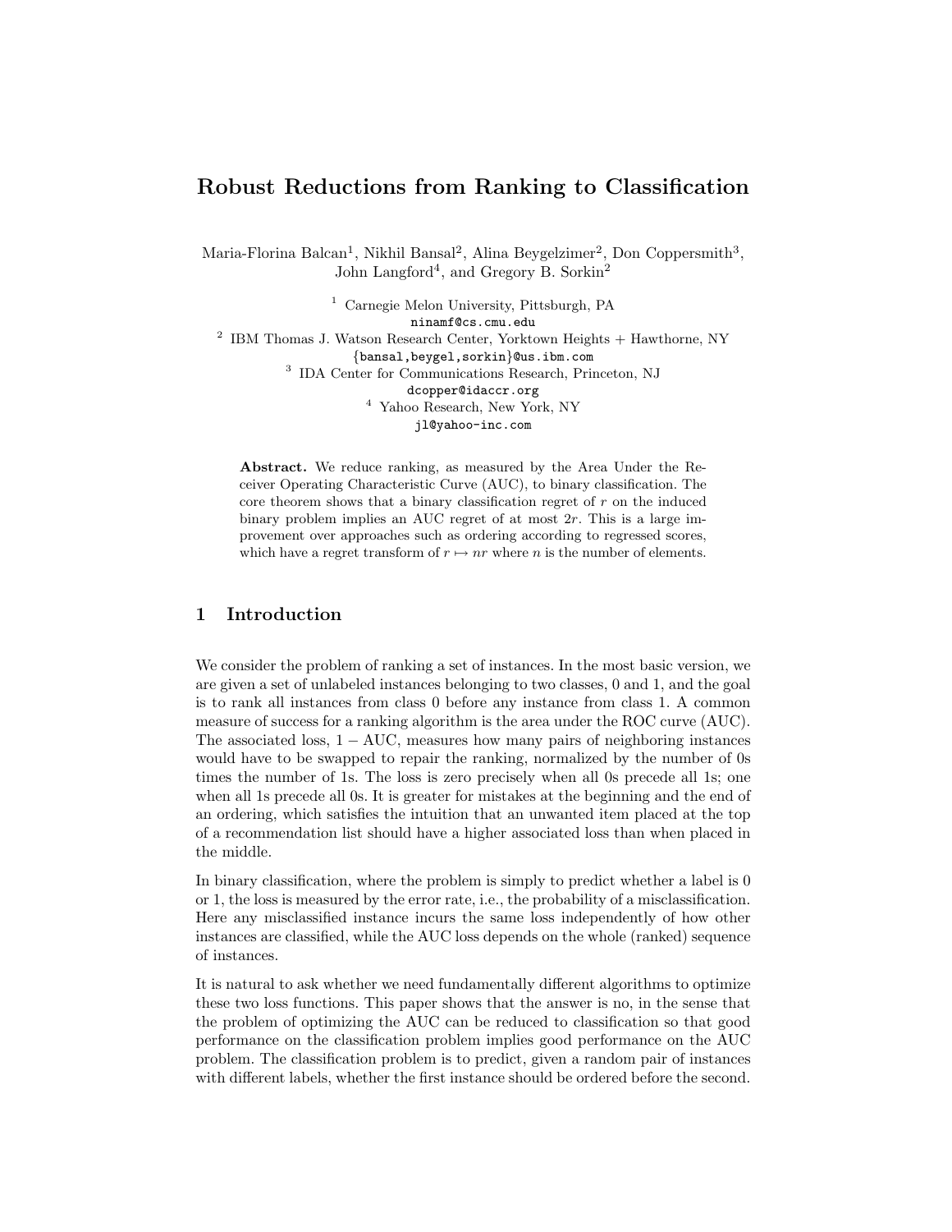# Robust Reductions from Ranking to Classification

Maria-Florina Balcan[1], Nikhil Bansal[2], Alina Beygelzimer[2], Don Coppersmith[3], John Langford[4], and Gregory B. Sorkin[2]

[1] Carnegie Melon University, Pittsburgh, PA
ninamf@cs.cmu.edu

[2] IBM Thomas J. Watson Research Center, Yorktown Heights + Hawthorne, NY
{bansal,beygel,sorkin}@us.ibm.com

[3] IDA Center for Communications Research, Princeton, NJ
dcopper@idaccr.org

[4] Yahoo Research, New York, NY
jl@yahoo-inc.com

**Abstract.** We reduce ranking, as measured by the Area Under the Receiver Operating Characteristic Curve (AUC), to binary classification. The core theorem shows that a binary classification regret of $r$ on the induced binary problem implies an AUC regret of at most $2r$. This is a large improvement over approaches such as ordering according to regressed scores, which have a regret transform of $r \mapsto nr$ where $n$ is the number of elements.

## 1 Introduction

We consider the problem of ranking a set of instances. In the most basic version, we are given a set of unlabeled instances belonging to two classes, 0 and 1, and the goal is to rank all instances from class 0 before any instance from class 1. A common measure of success for a ranking algorithm is the area under the ROC curve (AUC). The associated loss, $1 - \text{AUC}$, measures how many pairs of neighboring instances would have to be swapped to repair the ranking, normalized by the number of 0s times the number of 1s. The loss is zero precisely when all 0s precede all 1s; one when all 1s precede all 0s. It is greater for mistakes at the beginning and the end of an ordering, which satisfies the intuition that an unwanted item placed at the top of a recommendation list should have a higher associated loss than when placed in the middle.

In binary classification, where the problem is simply to predict whether a label is 0 or 1, the loss is measured by the error rate, i.e., the probability of a misclassification. Here any misclassified instance incurs the same loss independently of how other instances are classified, while the AUC loss depends on the whole (ranked) sequence of instances.

It is natural to ask whether we need fundamentally different algorithms to optimize these two loss functions. This paper shows that the answer is no, in the sense that the problem of optimizing the AUC can be reduced to classification so that good performance on the classification problem implies good performance on the AUC problem. The classification problem is to predict, given a random pair of instances with different labels, whether the first instance should be ordered before the second.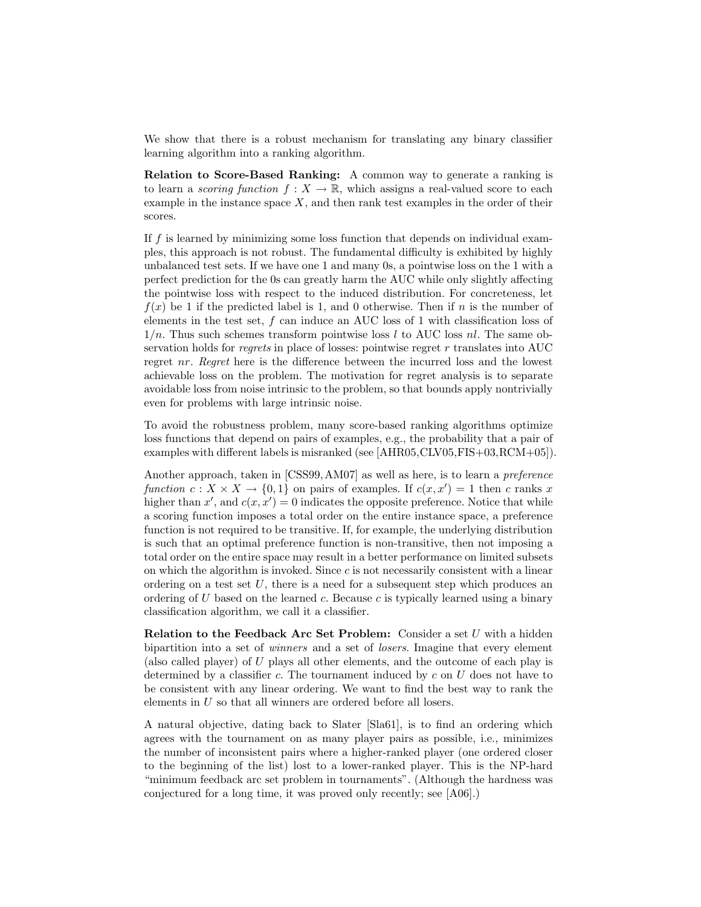We show that there is a robust mechanism for translating any binary classifier learning algorithm into a ranking algorithm.

**Relation to Score-Based Ranking:** A common way to generate a ranking is to learn a *scoring function* $f : X \to \mathbb{R}$, which assigns a real-valued score to each example in the instance space $X$, and then rank test examples in the order of their scores.

If $f$ is learned by minimizing some loss function that depends on individual examples, this approach is not robust. The fundamental difficulty is exhibited by highly unbalanced test sets. If we have one 1 and many 0s, a pointwise loss on the 1 with a perfect prediction for the 0s can greatly harm the AUC while only slightly affecting the pointwise loss with respect to the induced distribution. For concreteness, let $f(x)$ be 1 if the predicted label is 1, and 0 otherwise. Then if $n$ is the number of elements in the test set, $f$ can induce an AUC loss of 1 with classification loss of $1/n$. Thus such schemes transform pointwise loss $l$ to AUC loss $nl$. The same observation holds for *regrets* in place of losses: pointwise regret $r$ translates into AUC regret $nr$. *Regret* here is the difference between the incurred loss and the lowest achievable loss on the problem. The motivation for regret analysis is to separate avoidable loss from noise intrinsic to the problem, so that bounds apply nontrivially even for problems with large intrinsic noise.

To avoid the robustness problem, many score-based ranking algorithms optimize loss functions that depend on pairs of examples, e.g., the probability that a pair of examples with different labels is misranked (see [AHR05,CLV05,FIS+03,RCM+05]).

Another approach, taken in [CSS99, AM07] as well as here, is to learn a *preference function* $c : X \times X \to \{0, 1\}$ on pairs of examples. If $c(x, x') = 1$ then $c$ ranks $x$ higher than $x'$, and $c(x, x') = 0$ indicates the opposite preference. Notice that while a scoring function imposes a total order on the entire instance space, a preference function is not required to be transitive. If, for example, the underlying distribution is such that an optimal preference function is non-transitive, then not imposing a total order on the entire space may result in a better performance on limited subsets on which the algorithm is invoked. Since $c$ is not necessarily consistent with a linear ordering on a test set $U$, there is a need for a subsequent step which produces an ordering of $U$ based on the learned $c$. Because $c$ is typically learned using a binary classification algorithm, we call it a classifier.

**Relation to the Feedback Arc Set Problem:** Consider a set $U$ with a hidden bipartition into a set of *winners* and a set of *losers*. Imagine that every element (also called player) of $U$ plays all other elements, and the outcome of each play is determined by a classifier $c$. The tournament induced by $c$ on $U$ does not have to be consistent with any linear ordering. We want to find the best way to rank the elements in $U$ so that all winners are ordered before all losers.

A natural objective, dating back to Slater [Sla61], is to find an ordering which agrees with the tournament on as many player pairs as possible, i.e., minimizes the number of inconsistent pairs where a higher-ranked player (one ordered closer to the beginning of the list) lost to a lower-ranked player. This is the NP-hard "minimum feedback arc set problem in tournaments". (Although the hardness was conjectured for a long time, it was proved only recently; see [A06].)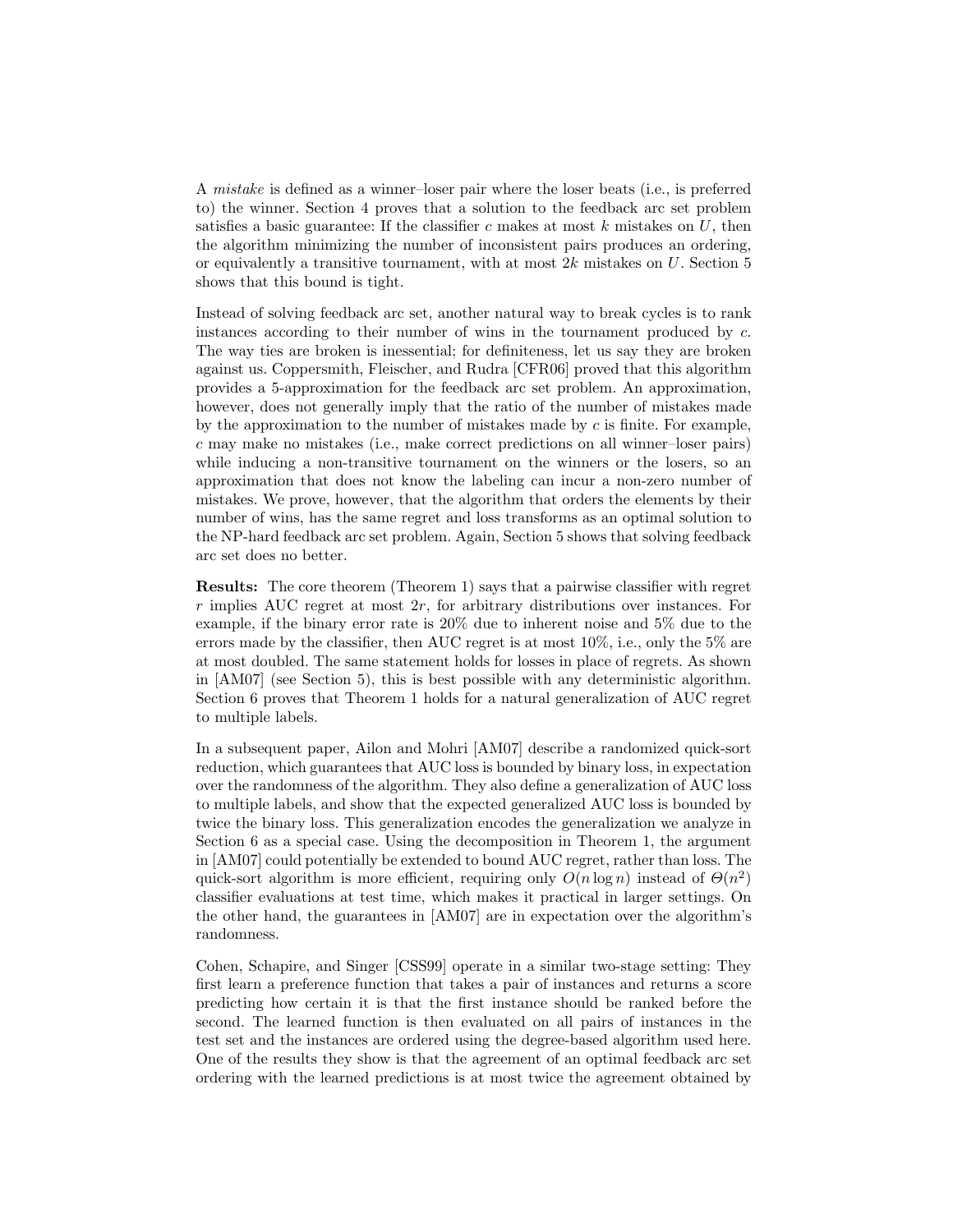A *mistake* is defined as a winner–loser pair where the loser beats (i.e., is preferred to) the winner. Section 4 proves that a solution to the feedback arc set problem satisfies a basic guarantee: If the classifier $c$ makes at most $k$ mistakes on $U$, then the algorithm minimizing the number of inconsistent pairs produces an ordering, or equivalently a transitive tournament, with at most $2k$ mistakes on $U$. Section 5 shows that this bound is tight.

Instead of solving feedback arc set, another natural way to break cycles is to rank instances according to their number of wins in the tournament produced by $c$. The way ties are broken is inessential; for definiteness, let us say they are broken against us. Coppersmith, Fleischer, and Rudra [CFR06] proved that this algorithm provides a 5-approximation for the feedback arc set problem. An approximation, however, does not generally imply that the ratio of the number of mistakes made by the approximation to the number of mistakes made by $c$ is finite. For example, $c$ may make no mistakes (i.e., make correct predictions on all winner–loser pairs) while inducing a non-transitive tournament on the winners or the losers, so an approximation that does not know the labeling can incur a non-zero number of mistakes. We prove, however, that the algorithm that orders the elements by their number of wins, has the same regret and loss transforms as an optimal solution to the NP-hard feedback arc set problem. Again, Section 5 shows that solving feedback arc set does no better.

**Results:** The core theorem (Theorem 1) says that a pairwise classifier with regret $r$ implies AUC regret at most $2r$, for arbitrary distributions over instances. For example, if the binary error rate is 20% due to inherent noise and 5% due to the errors made by the classifier, then AUC regret is at most 10%, i.e., only the 5% are at most doubled. The same statement holds for losses in place of regrets. As shown in [AM07] (see Section 5), this is best possible with any deterministic algorithm. Section 6 proves that Theorem 1 holds for a natural generalization of AUC regret to multiple labels.

In a subsequent paper, Ailon and Mohri [AM07] describe a randomized quick-sort reduction, which guarantees that AUC loss is bounded by binary loss, in expectation over the randomness of the algorithm. They also define a generalization of AUC loss to multiple labels, and show that the expected generalized AUC loss is bounded by twice the binary loss. This generalization encodes the generalization we analyze in Section 6 as a special case. Using the decomposition in Theorem 1, the argument in [AM07] could potentially be extended to bound AUC regret, rather than loss. The quick-sort algorithm is more efficient, requiring only $O(n \log n)$ instead of $\Theta(n^2)$ classifier evaluations at test time, which makes it practical in larger settings. On the other hand, the guarantees in [AM07] are in expectation over the algorithm's randomness.

Cohen, Schapire, and Singer [CSS99] operate in a similar two-stage setting: They first learn a preference function that takes a pair of instances and returns a score predicting how certain it is that the first instance should be ranked before the second. The learned function is then evaluated on all pairs of instances in the test set and the instances are ordered using the degree-based algorithm used here. One of the results they show is that the agreement of an optimal feedback arc set ordering with the learned predictions is at most twice the agreement obtained by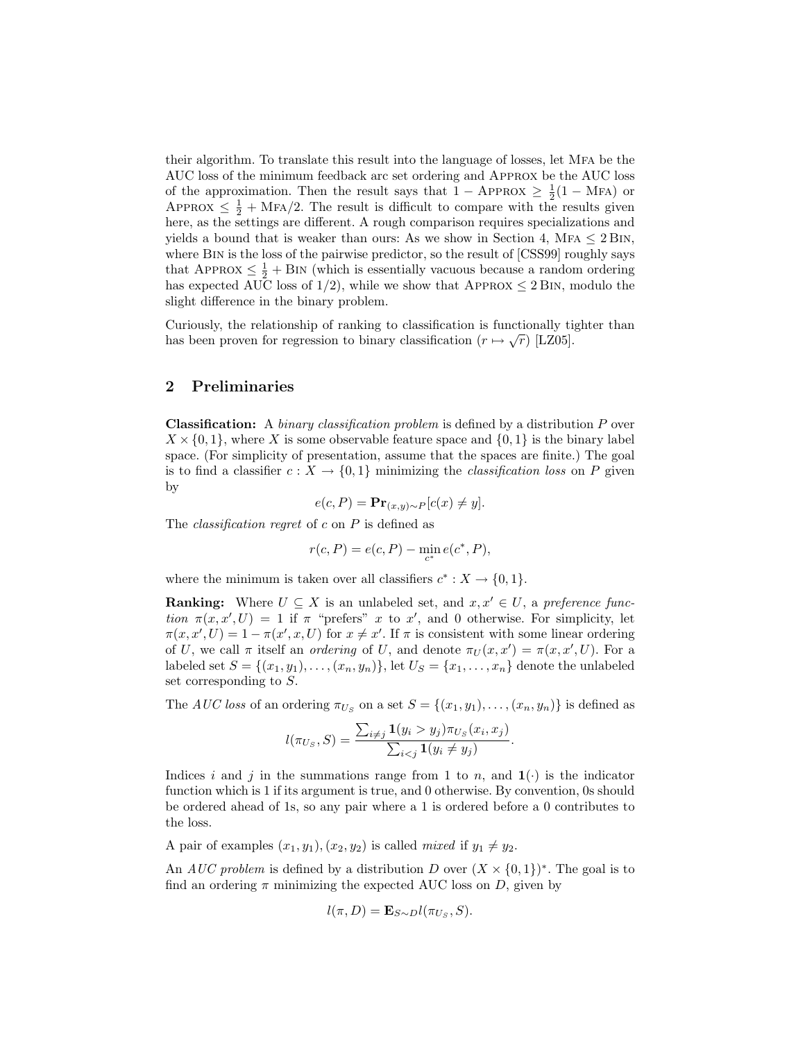their algorithm. To translate this result into the language of losses, let MFA be the AUC loss of the minimum feedback arc set ordering and APPROX be the AUC loss of the approximation. Then the result says that $1 - \text{APPROX} \geq \frac{1}{2}(1 - \text{MFA})$ or $\text{APPROX} \leq \frac{1}{2} + \text{MFA}/2$. The result is difficult to compare with the results given here, as the settings are different. A rough comparison requires specializations and yields a bound that is weaker than ours: As we show in Section 4, $\text{MFA} \leq 2\,\text{BIN}$, where BIN is the loss of the pairwise predictor, so the result of [CSS99] roughly says that $\text{APPROX} \leq \frac{1}{2} + \text{BIN}$ (which is essentially vacuous because a random ordering has expected AUC loss of 1/2), while we show that $\text{APPROX} \leq 2\,\text{BIN}$, modulo the slight difference in the binary problem.

Curiously, the relationship of ranking to classification is functionally tighter than has been proven for regression to binary classification ($r \mapsto \sqrt{r}$) [LZ05].

## 2 Preliminaries

**Classification:** A *binary classification problem* is defined by a distribution $P$ over $X \times \{0, 1\}$, where $X$ is some observable feature space and $\{0, 1\}$ is the binary label space. (For simplicity of presentation, assume that the spaces are finite.) The goal is to find a classifier $c : X \to \{0, 1\}$ minimizing the *classification loss* on $P$ given by

$$e(c, P) = \mathbf{Pr}_{(x,y)\sim P}[c(x) \neq y].$$

The *classification regret* of $c$ on $P$ is defined as

$$r(c, P) = e(c, P) - \min_{c^*} e(c^*, P),$$

where the minimum is taken over all classifiers $c^* : X \to \{0, 1\}$.

**Ranking:** Where $U \subseteq X$ is an unlabeled set, and $x, x' \in U$, a *preference function* $\pi(x, x', U) = 1$ if $\pi$ "prefers" $x$ to $x'$, and 0 otherwise. For simplicity, let $\pi(x, x', U) = 1 - \pi(x', x, U)$ for $x \neq x'$. If $\pi$ is consistent with some linear ordering of $U$, we call $\pi$ itself an *ordering* of $U$, and denote $\pi_U(x, x') = \pi(x, x', U)$. For a labeled set $S = \{(x_1, y_1), \ldots, (x_n, y_n)\}$, let $U_S = \{x_1, \ldots, x_n\}$ denote the unlabeled set corresponding to $S$.

The *AUC loss* of an ordering $\pi_{U_S}$ on a set $S = \{(x_1, y_1), \ldots, (x_n, y_n)\}$ is defined as

$$l(\pi_{U_S}, S) = \frac{\sum_{i \neq j} \mathbf{1}(y_i > y_j)\pi_{U_S}(x_i, x_j)}{\sum_{i<j} \mathbf{1}(y_i \neq y_j)}.$$

Indices $i$ and $j$ in the summations range from 1 to $n$, and $\mathbf{1}(\cdot)$ is the indicator function which is 1 if its argument is true, and 0 otherwise. By convention, 0s should be ordered ahead of 1s, so any pair where a 1 is ordered before a 0 contributes to the loss.

A pair of examples $(x_1, y_1), (x_2, y_2)$ is called *mixed* if $y_1 \neq y_2$.

An *AUC problem* is defined by a distribution $D$ over $(X \times \{0, 1\})^*$. The goal is to find an ordering $\pi$ minimizing the expected AUC loss on $D$, given by

$$l(\pi, D) = \mathbf{E}_{S\sim D}\, l(\pi_{U_S}, S).$$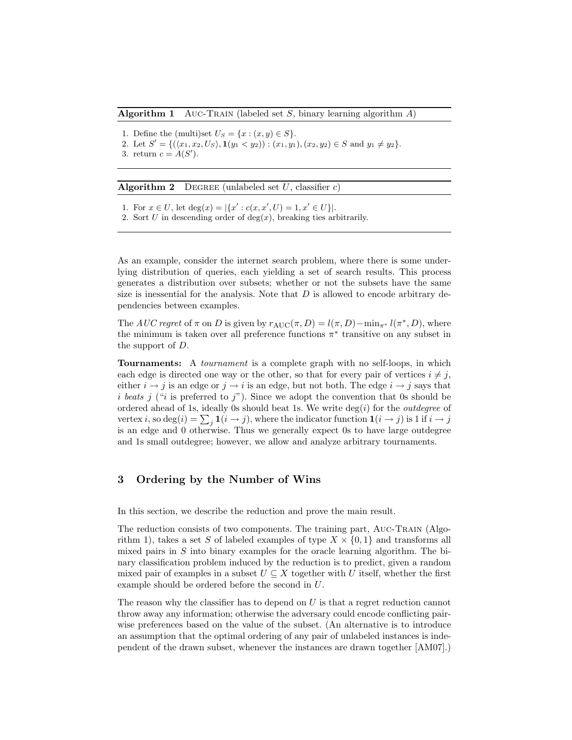**Algorithm 1** Auc-Train (labeled set $S$, binary learning algorithm $A$)

1. Define the (multi)set $U_S = \{x : (x, y) \in S\}$.
2. Let $S' = \{(\langle x_1, x_2, U_S \rangle, \mathbf{1}(y_1 < y_2)) : (x_1, y_1), (x_2, y_2) \in S \text{ and } y_1 \neq y_2\}$.
3. return $c = A(S')$.

**Algorithm 2** Degree (unlabeled set $U$, classifier $c$)

1. For $x \in U$, let $\deg(x) = |\{x' : c(x, x', U) = 1, x' \in U\}|$.
2. Sort $U$ in descending order of $\deg(x)$, breaking ties arbitrarily.

As an example, consider the internet search problem, where there is some underlying distribution of queries, each yielding a set of search results. This process generates a distribution over subsets; whether or not the subsets have the same size is inessential for the analysis. Note that $D$ is allowed to encode arbitrary dependencies between examples.

The *AUC regret* of $\pi$ on $D$ is given by $r_{\text{AUC}}(\pi, D) = l(\pi, D) - \min_{\pi^*} l(\pi^*, D)$, where the minimum is taken over all preference functions $\pi^*$ transitive on any subset in the support of $D$.

**Tournaments:** A *tournament* is a complete graph with no self-loops, in which each edge is directed one way or the other, so that for every pair of vertices $i \neq j$, either $i \to j$ is an edge or $j \to i$ is an edge, but not both. The edge $i \to j$ says that $i$ *beats* $j$ ("$i$ is preferred to $j$"). Since we adopt the convention that 0s should be ordered ahead of 1s, ideally 0s should beat 1s. We write $\deg(i)$ for the *outdegree* of vertex $i$, so $\deg(i) = \sum_j \mathbf{1}(i \to j)$, where the indicator function $\mathbf{1}(i \to j)$ is 1 if $i \to j$ is an edge and 0 otherwise. Thus we generally expect 0s to have large outdegree and 1s small outdegree; however, we allow and analyze arbitrary tournaments.

## 3 Ordering by the Number of Wins

In this section, we describe the reduction and prove the main result.

The reduction consists of two components. The training part, Auc-Train (Algorithm 1), takes a set $S$ of labeled examples of type $X \times \{0, 1\}$ and transforms all mixed pairs in $S$ into binary examples for the oracle learning algorithm. The binary classification problem induced by the reduction is to predict, given a random mixed pair of examples in a subset $U \subseteq X$ together with $U$ itself, whether the first example should be ordered before the second in $U$.

The reason why the classifier has to depend on $U$ is that a regret reduction cannot throw away any information; otherwise the adversary could encode conflicting pairwise preferences based on the value of the subset. (An alternative is to introduce an assumption that the optimal ordering of any pair of unlabeled instances is independent of the drawn subset, whenever the instances are drawn together [AM07].)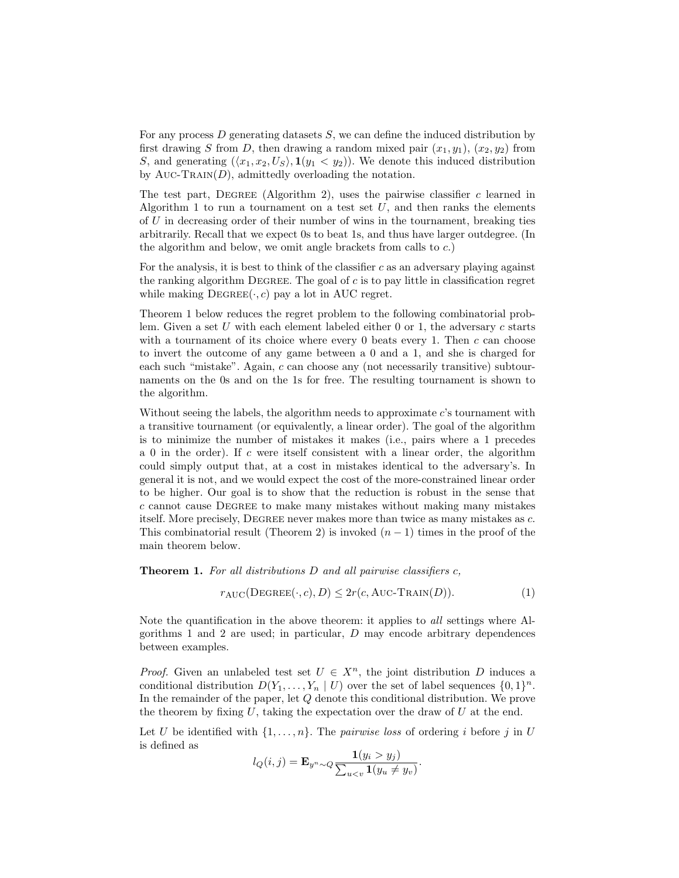For any process $D$ generating datasets $S$, we can define the induced distribution by first drawing $S$ from $D$, then drawing a random mixed pair $(x_1, y_1)$, $(x_2, y_2)$ from $S$, and generating $(\langle x_1, x_2, U_S \rangle, \mathbf{1}(y_1 < y_2))$. We denote this induced distribution by Auc-Train($D$), admittedly overloading the notation.

The test part, Degree (Algorithm 2), uses the pairwise classifier $c$ learned in Algorithm 1 to run a tournament on a test set $U$, and then ranks the elements of $U$ in decreasing order of their number of wins in the tournament, breaking ties arbitrarily. Recall that we expect 0s to beat 1s, and thus have larger outdegree. (In the algorithm and below, we omit angle brackets from calls to $c$.)

For the analysis, it is best to think of the classifier $c$ as an adversary playing against the ranking algorithm Degree. The goal of $c$ is to pay little in classification regret while making Degree$(\cdot, c)$ pay a lot in AUC regret.

Theorem 1 below reduces the regret problem to the following combinatorial problem. Given a set $U$ with each element labeled either 0 or 1, the adversary $c$ starts with a tournament of its choice where every 0 beats every 1. Then $c$ can choose to invert the outcome of any game between a 0 and a 1, and she is charged for each such "mistake". Again, $c$ can choose any (not necessarily transitive) subtournaments on the 0s and on the 1s for free. The resulting tournament is shown to the algorithm.

Without seeing the labels, the algorithm needs to approximate $c$'s tournament with a transitive tournament (or equivalently, a linear order). The goal of the algorithm is to minimize the number of mistakes it makes (i.e., pairs where a 1 precedes a 0 in the order). If $c$ were itself consistent with a linear order, the algorithm could simply output that, at a cost in mistakes identical to the adversary's. In general it is not, and we would expect the cost of the more-constrained linear order to be higher. Our goal is to show that the reduction is robust in the sense that $c$ cannot cause Degree to make many mistakes without making many mistakes itself. More precisely, Degree never makes more than twice as many mistakes as $c$. This combinatorial result (Theorem 2) is invoked $(n-1)$ times in the proof of the main theorem below.

**Theorem 1.** *For all distributions $D$ and all pairwise classifiers $c$,*

$$r_{\text{AUC}}(\text{Degree}(\cdot, c), D) \leq 2r(c, \text{Auc-Train}(D)). \tag{1}$$

Note the quantification in the above theorem: it applies to *all* settings where Algorithms 1 and 2 are used; in particular, $D$ may encode arbitrary dependences between examples.

*Proof.* Given an unlabeled test set $U \in X^n$, the joint distribution $D$ induces a conditional distribution $D(Y_1, \ldots, Y_n \mid U)$ over the set of label sequences $\{0,1\}^n$. In the remainder of the paper, let $Q$ denote this conditional distribution. We prove the theorem by fixing $U$, taking the expectation over the draw of $U$ at the end.

Let $U$ be identified with $\{1, \ldots, n\}$. The *pairwise loss* of ordering $i$ before $j$ in $U$ is defined as

$$l_Q(i,j) = \mathbf{E}_{y^n \sim Q} \frac{\mathbf{1}(y_i > y_j)}{\sum_{u<v} \mathbf{1}(y_u \neq y_v)}.$$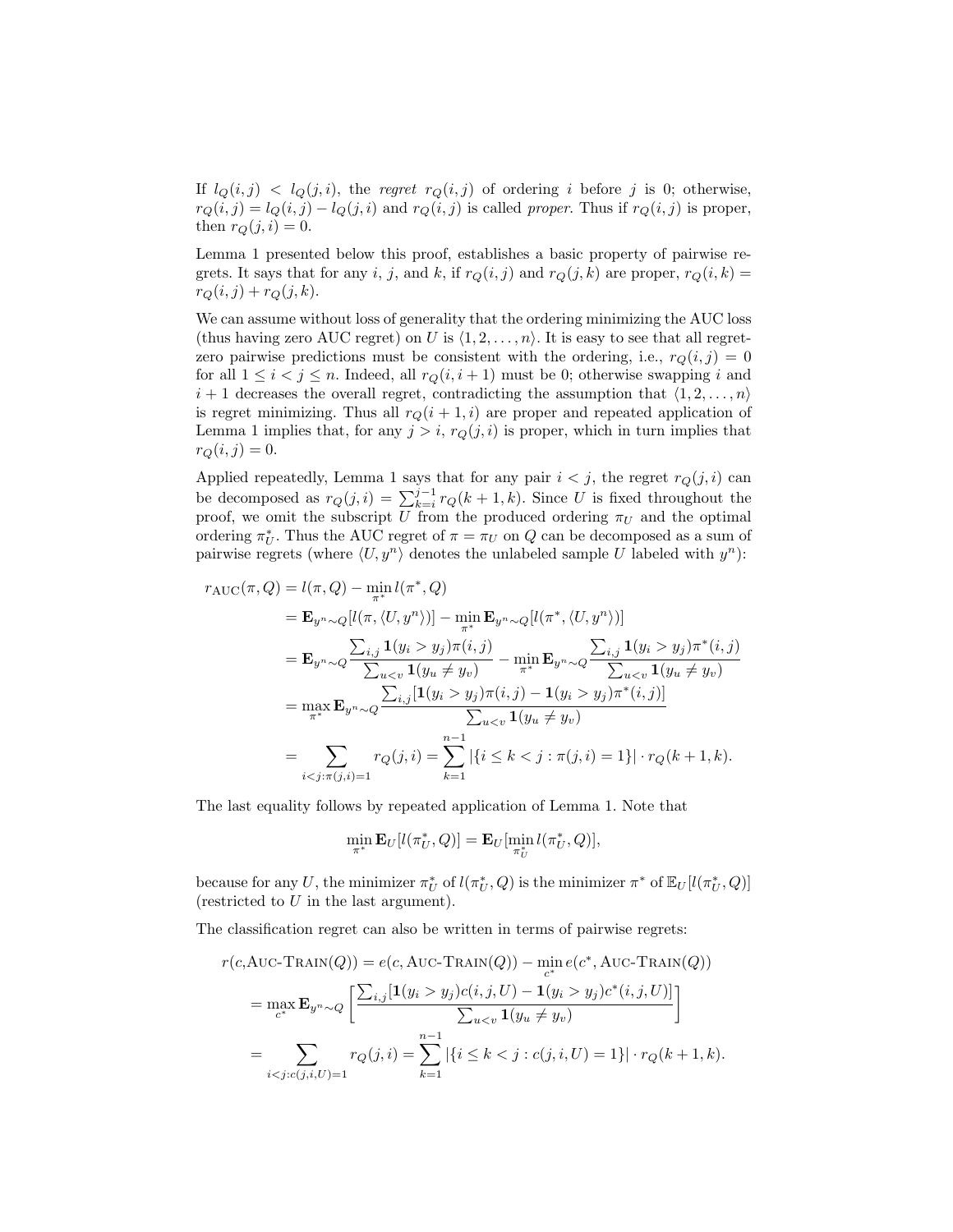If $l_Q(i,j) < l_Q(j,i)$, the *regret* $r_Q(i,j)$ of ordering $i$ before $j$ is 0; otherwise, $r_Q(i,j) = l_Q(i,j) - l_Q(j,i)$ and $r_Q(i,j)$ is called *proper*. Thus if $r_Q(i,j)$ is proper, then $r_Q(j,i) = 0$.

Lemma 1 presented below this proof, establishes a basic property of pairwise regrets. It says that for any $i$, $j$, and $k$, if $r_Q(i,j)$ and $r_Q(j,k)$ are proper, $r_Q(i,k) = r_Q(i,j) + r_Q(j,k)$.

We can assume without loss of generality that the ordering minimizing the AUC loss (thus having zero AUC regret) on $U$ is $\langle 1, 2, \ldots, n\rangle$. It is easy to see that all regret-zero pairwise predictions must be consistent with the ordering, i.e., $r_Q(i,j) = 0$ for all $1 \le i < j \le n$. Indeed, all $r_Q(i, i+1)$ must be 0; otherwise swapping $i$ and $i+1$ decreases the overall regret, contradicting the assumption that $\langle 1, 2, \ldots, n\rangle$ is regret minimizing. Thus all $r_Q(i+1, i)$ are proper and repeated application of Lemma 1 implies that, for any $j > i$, $r_Q(j,i)$ is proper, which in turn implies that $r_Q(i,j) = 0$.

Applied repeatedly, Lemma 1 says that for any pair $i < j$, the regret $r_Q(j,i)$ can be decomposed as $r_Q(j,i) = \sum_{k=i}^{j-1} r_Q(k+1,k)$. Since $U$ is fixed throughout the proof, we omit the subscript $U$ from the produced ordering $\pi_U$ and the optimal ordering $\pi_U^*$. Thus the AUC regret of $\pi = \pi_U$ on $Q$ can be decomposed as a sum of pairwise regrets (where $\langle U, y^n\rangle$ denotes the unlabeled sample $U$ labeled with $y^n$):

$$
\begin{aligned}
r_{\mathrm{AUC}}(\pi, Q) &= l(\pi, Q) - \min_{\pi^*} l(\pi^*, Q) \\
&= \mathbf{E}_{y^n \sim Q}[l(\pi, \langle U, y^n\rangle)] - \min_{\pi^*} \mathbf{E}_{y^n \sim Q}[l(\pi^*, \langle U, y^n\rangle)] \\
&= \mathbf{E}_{y^n \sim Q} \frac{\sum_{i,j} \mathbf{1}(y_i > y_j)\pi(i,j)}{\sum_{u<v} \mathbf{1}(y_u \ne y_v)} - \min_{\pi^*} \mathbf{E}_{y^n \sim Q} \frac{\sum_{i,j} \mathbf{1}(y_i > y_j)\pi^*(i,j)}{\sum_{u<v} \mathbf{1}(y_u \ne y_v)} \\
&= \max_{\pi^*} \mathbf{E}_{y^n \sim Q} \frac{\sum_{i,j} [\mathbf{1}(y_i > y_j)\pi(i,j) - \mathbf{1}(y_i > y_j)\pi^*(i,j)]}{\sum_{u<v} \mathbf{1}(y_u \ne y_v)} \\
&= \sum_{i<j : \pi(j,i)=1} r_Q(j,i) = \sum_{k=1}^{n-1} |\{i \le k < j : \pi(j,i) = 1\}| \cdot r_Q(k+1,k).
\end{aligned}
$$

The last equality follows by repeated application of Lemma 1. Note that

$$
\min_{\pi^*} \mathbf{E}_U[l(\pi_U^*, Q)] = \mathbf{E}_U[\min_{\pi_U^*} l(\pi_U^*, Q)],
$$

because for any $U$, the minimizer $\pi_U^*$ of $l(\pi_U^*, Q)$ is the minimizer $\pi^*$ of $\mathbb{E}_U[l(\pi_U^*, Q)]$ (restricted to $U$ in the last argument).

The classification regret can also be written in terms of pairwise regrets:

$$
\begin{aligned}
r(c, \textsc{Auc-Train}(Q)) &= e(c, \textsc{Auc-Train}(Q)) - \min_{c^*} e(c^*, \textsc{Auc-Train}(Q)) \\
&= \max_{c^*} \mathbf{E}_{y^n \sim Q}\left[\frac{\sum_{i,j}[\mathbf{1}(y_i > y_j)c(i,j,U) - \mathbf{1}(y_i > y_j)c^*(i,j,U)]}{\sum_{u<v} \mathbf{1}(y_u \ne y_v)}\right] \\
&= \sum_{i<j : c(j,i,U)=1} r_Q(j,i) = \sum_{k=1}^{n-1} |\{i \le k < j : c(j,i,U) = 1\}| \cdot r_Q(k+1,k).
\end{aligned}
$$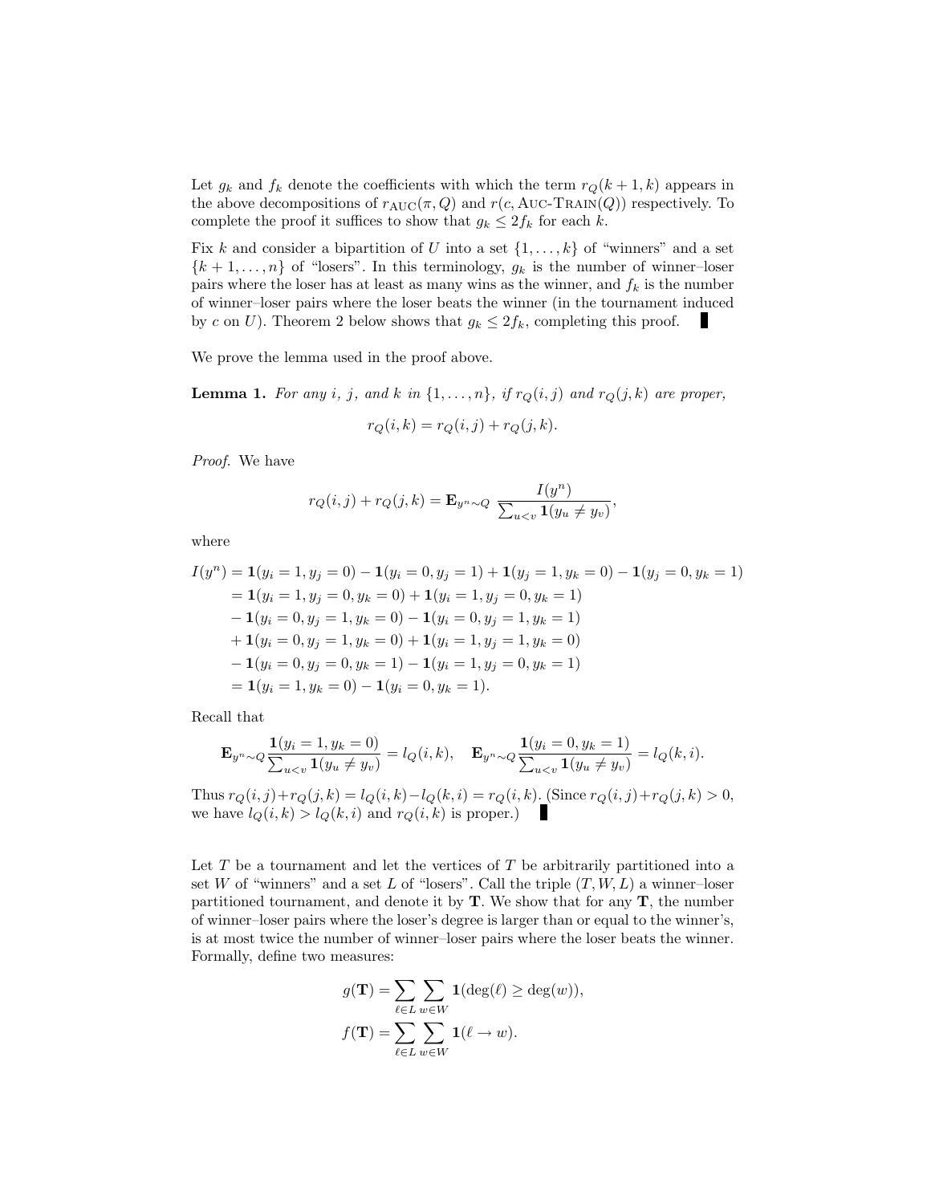Let $g_k$ and $f_k$ denote the coefficients with which the term $r_Q(k+1,k)$ appears in the above decompositions of $r_{\text{AUC}}(\pi, Q)$ and $r(c, \text{Auc-Train}(Q))$ respectively. To complete the proof it suffices to show that $g_k \le 2f_k$ for each $k$.

Fix $k$ and consider a bipartition of $U$ into a set $\{1,\ldots,k\}$ of "winners" and a set $\{k+1,\ldots,n\}$ of "losers". In this terminology, $g_k$ is the number of winner–loser pairs where the loser has at least as many wins as the winner, and $f_k$ is the number of winner–loser pairs where the loser beats the winner (in the tournament induced by $c$ on $U$). Theorem 2 below shows that $g_k \le 2f_k$, completing this proof. ∎

We prove the lemma used in the proof above.

**Lemma 1.** *For any $i$, $j$, and $k$ in $\{1,\ldots,n\}$, if $r_Q(i,j)$ and $r_Q(j,k)$ are proper,*

$$r_Q(i,k) = r_Q(i,j) + r_Q(j,k).$$

*Proof.* We have

$$r_Q(i,j) + r_Q(j,k) = \mathbf{E}_{y^n \sim Q} \; \frac{I(y^n)}{\sum_{u<v} \mathbf{1}(y_u \ne y_v)},$$

where

$$\begin{aligned}
I(y^n) &= \mathbf{1}(y_i=1, y_j=0) - \mathbf{1}(y_i=0, y_j=1) + \mathbf{1}(y_j=1, y_k=0) - \mathbf{1}(y_j=0, y_k=1) \\
&= \mathbf{1}(y_i=1, y_j=0, y_k=0) + \mathbf{1}(y_i=1, y_j=0, y_k=1) \\
&\quad - \mathbf{1}(y_i=0, y_j=1, y_k=0) - \mathbf{1}(y_i=0, y_j=1, y_k=1) \\
&\quad + \mathbf{1}(y_i=0, y_j=1, y_k=0) + \mathbf{1}(y_i=1, y_j=1, y_k=0) \\
&\quad - \mathbf{1}(y_i=0, y_j=0, y_k=1) - \mathbf{1}(y_i=1, y_j=0, y_k=1) \\
&= \mathbf{1}(y_i=1, y_k=0) - \mathbf{1}(y_i=0, y_k=1).
\end{aligned}$$

Recall that

$$\mathbf{E}_{y^n \sim Q} \frac{\mathbf{1}(y_i=1, y_k=0)}{\sum_{u<v} \mathbf{1}(y_u \ne y_v)} = l_Q(i,k), \quad \mathbf{E}_{y^n \sim Q} \frac{\mathbf{1}(y_i=0, y_k=1)}{\sum_{u<v} \mathbf{1}(y_u \ne y_v)} = l_Q(k,i).$$

Thus $r_Q(i,j) + r_Q(j,k) = l_Q(i,k) - l_Q(k,i) = r_Q(i,k)$. (Since $r_Q(i,j) + r_Q(j,k) > 0$, we have $l_Q(i,k) > l_Q(k,i)$ and $r_Q(i,k)$ is proper.) ∎

Let $T$ be a tournament and let the vertices of $T$ be arbitrarily partitioned into a set $W$ of "winners" and a set $L$ of "losers". Call the triple $(T, W, L)$ a winner–loser partitioned tournament, and denote it by $\mathbf{T}$. We show that for any $\mathbf{T}$, the number of winner–loser pairs where the loser's degree is larger than or equal to the winner's, is at most twice the number of winner–loser pairs where the loser beats the winner. Formally, define two measures:

$$\begin{aligned}
g(\mathbf{T}) &= \sum_{\ell \in L} \sum_{w \in W} \mathbf{1}(\deg(\ell) \ge \deg(w)), \\
f(\mathbf{T}) &= \sum_{\ell \in L} \sum_{w \in W} \mathbf{1}(\ell \to w).
\end{aligned}$$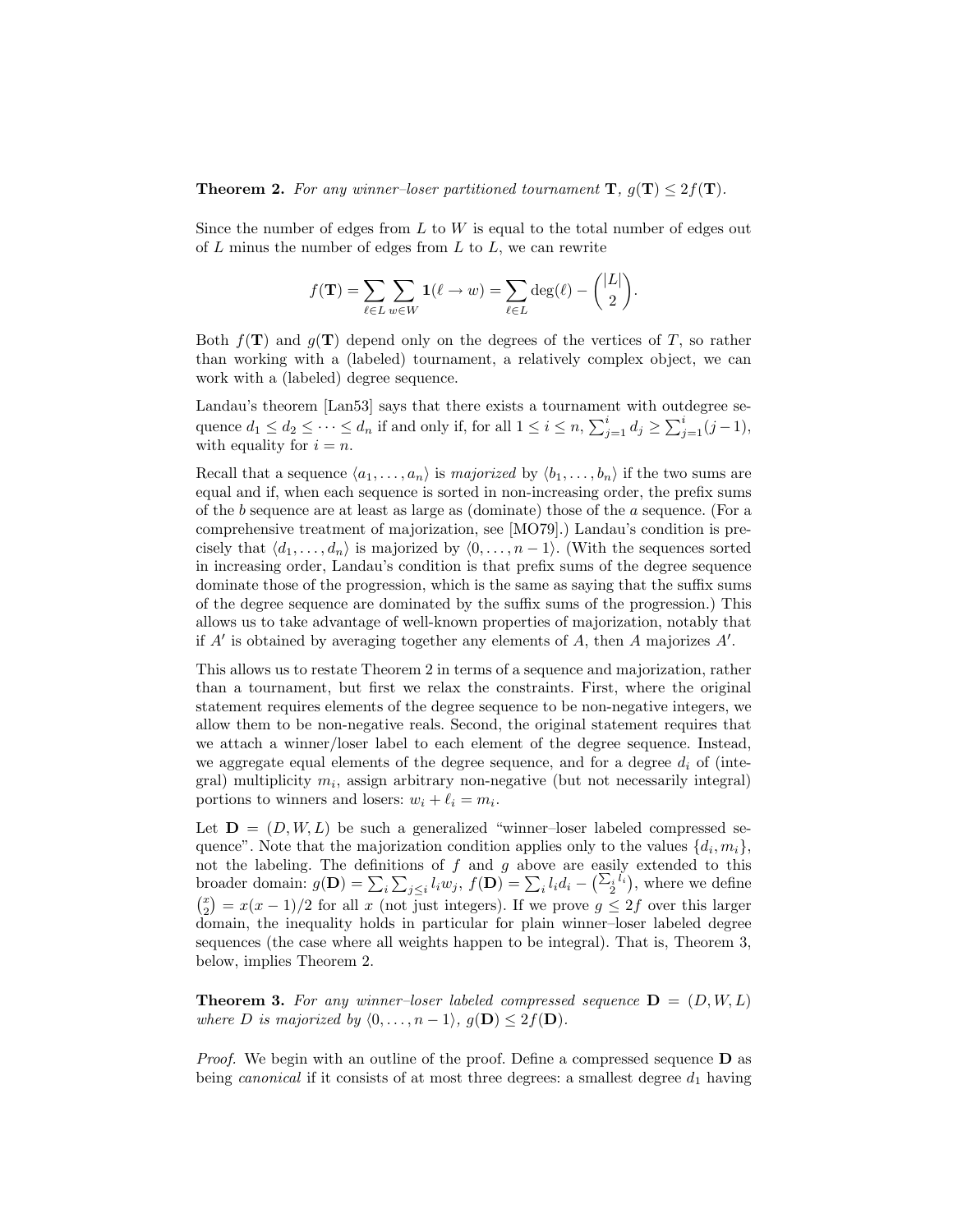**Theorem 2.** *For any winner–loser partitioned tournament* $\mathbf{T}$, $g(\mathbf{T}) \leq 2f(\mathbf{T})$.

Since the number of edges from $L$ to $W$ is equal to the total number of edges out of $L$ minus the number of edges from $L$ to $L$, we can rewrite

$$f(\mathbf{T}) = \sum_{\ell \in L} \sum_{w \in W} \mathbf{1}(\ell \to w) = \sum_{\ell \in L} \deg(\ell) - \binom{|L|}{2}.$$

Both $f(\mathbf{T})$ and $g(\mathbf{T})$ depend only on the degrees of the vertices of $T$, so rather than working with a (labeled) tournament, a relatively complex object, we can work with a (labeled) degree sequence.

Landau's theorem [Lan53] says that there exists a tournament with outdegree sequence $d_1 \leq d_2 \leq \cdots \leq d_n$ if and only if, for all $1 \leq i \leq n$, $\sum_{j=1}^{i} d_j \geq \sum_{j=1}^{i}(j-1)$, with equality for $i = n$.

Recall that a sequence $\langle a_1, \ldots, a_n \rangle$ is *majorized* by $\langle b_1, \ldots, b_n \rangle$ if the two sums are equal and if, when each sequence is sorted in non-increasing order, the prefix sums of the $b$ sequence are at least as large as (dominate) those of the $a$ sequence. (For a comprehensive treatment of majorization, see [MO79].) Landau's condition is precisely that $\langle d_1, \ldots, d_n \rangle$ is majorized by $\langle 0, \ldots, n-1 \rangle$. (With the sequences sorted in increasing order, Landau's condition is that prefix sums of the degree sequence dominate those of the progression, which is the same as saying that the suffix sums of the degree sequence are dominated by the suffix sums of the progression.) This allows us to take advantage of well-known properties of majorization, notably that if $A'$ is obtained by averaging together any elements of $A$, then $A$ majorizes $A'$.

This allows us to restate Theorem 2 in terms of a sequence and majorization, rather than a tournament, but first we relax the constraints. First, where the original statement requires elements of the degree sequence to be non-negative integers, we allow them to be non-negative reals. Second, the original statement requires that we attach a winner/loser label to each element of the degree sequence. Instead, we aggregate equal elements of the degree sequence, and for a degree $d_i$ of (integral) multiplicity $m_i$, assign arbitrary non-negative (but not necessarily integral) portions to winners and losers: $w_i + \ell_i = m_i$.

Let $\mathbf{D} = (D, W, L)$ be such a generalized "winner–loser labeled compressed sequence". Note that the majorization condition applies only to the values $\{d_i, m_i\}$, not the labeling. The definitions of $f$ and $g$ above are easily extended to this broader domain: $g(\mathbf{D}) = \sum_i \sum_{j \leq i} l_i w_j$, $f(\mathbf{D}) = \sum_i l_i d_i - \binom{\sum_i l_i}{2}$, where we define $\binom{x}{2} = x(x-1)/2$ for all $x$ (not just integers). If we prove $g \leq 2f$ over this larger domain, the inequality holds in particular for plain winner–loser labeled degree sequences (the case where all weights happen to be integral). That is, Theorem 3, below, implies Theorem 2.

**Theorem 3.** *For any winner–loser labeled compressed sequence* $\mathbf{D} = (D, W, L)$ *where* $D$ *is majorized by* $\langle 0, \ldots, n-1 \rangle$, $g(\mathbf{D}) \leq 2f(\mathbf{D})$.

*Proof.* We begin with an outline of the proof. Define a compressed sequence $\mathbf{D}$ as being *canonical* if it consists of at most three degrees: a smallest degree $d_1$ having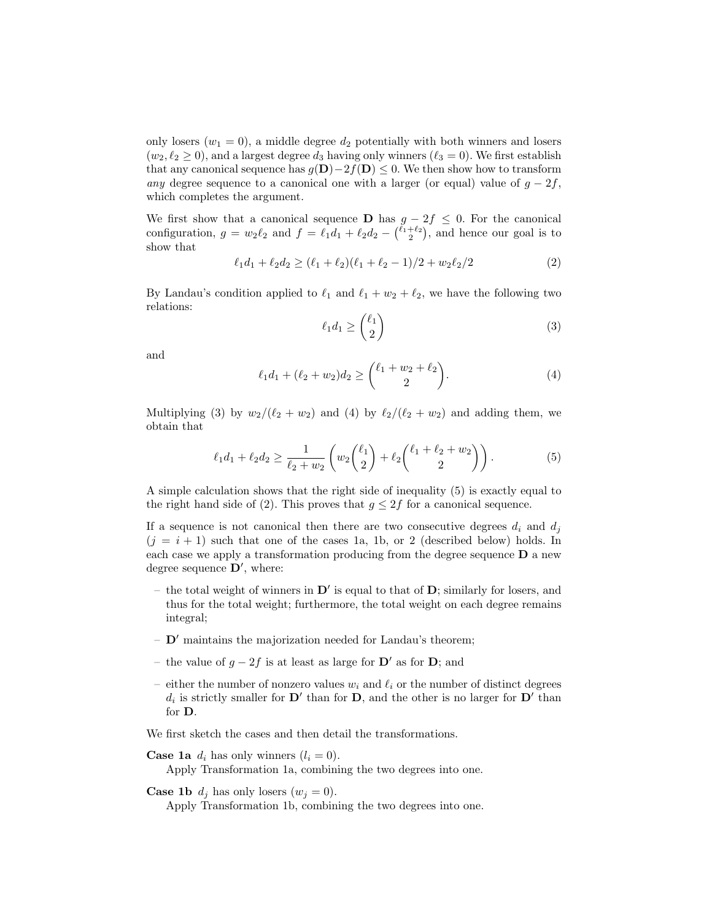only losers ($w_1 = 0$), a middle degree $d_2$ potentially with both winners and losers ($w_2, \ell_2 \geq 0$), and a largest degree $d_3$ having only winners ($\ell_3 = 0$). We first establish that any canonical sequence has $g(\mathbf{D}) - 2f(\mathbf{D}) \leq 0$. We then show how to transform *any* degree sequence to a canonical one with a larger (or equal) value of $g - 2f$, which completes the argument.

We first show that a canonical sequence $\mathbf{D}$ has $g - 2f \leq 0$. For the canonical configuration, $g = w_2\ell_2$ and $f = \ell_1 d_1 + \ell_2 d_2 - \binom{\ell_1+\ell_2}{2}$, and hence our goal is to show that

$$\ell_1 d_1 + \ell_2 d_2 \geq (\ell_1 + \ell_2)(\ell_1 + \ell_2 - 1)/2 + w_2\ell_2/2 \tag{2}$$

By Landau's condition applied to $\ell_1$ and $\ell_1 + w_2 + \ell_2$, we have the following two relations:

$$\ell_1 d_1 \geq \binom{\ell_1}{2} \tag{3}$$

and

$$\ell_1 d_1 + (\ell_2 + w_2) d_2 \geq \binom{\ell_1 + w_2 + \ell_2}{2}. \tag{4}$$

Multiplying (3) by $w_2/(\ell_2 + w_2)$ and (4) by $\ell_2/(\ell_2 + w_2)$ and adding them, we obtain that

$$\ell_1 d_1 + \ell_2 d_2 \geq \frac{1}{\ell_2 + w_2}\left( w_2 \binom{\ell_1}{2} + \ell_2 \binom{\ell_1 + \ell_2 + w_2}{2} \right). \tag{5}$$

A simple calculation shows that the right side of inequality (5) is exactly equal to the right hand side of (2). This proves that $g \leq 2f$ for a canonical sequence.

If a sequence is not canonical then there are two consecutive degrees $d_i$ and $d_j$ ($j = i + 1$) such that one of the cases 1a, 1b, or 2 (described below) holds. In each case we apply a transformation producing from the degree sequence $\mathbf{D}$ a new degree sequence $\mathbf{D}'$, where:

- the total weight of winners in $\mathbf{D}'$ is equal to that of $\mathbf{D}$; similarly for losers, and thus for the total weight; furthermore, the total weight on each degree remains integral;
- $\mathbf{D}'$ maintains the majorization needed for Landau's theorem;
- the value of $g - 2f$ is at least as large for $\mathbf{D}'$ as for $\mathbf{D}$; and
- either the number of nonzero values $w_i$ and $\ell_i$ or the number of distinct degrees $d_i$ is strictly smaller for $\mathbf{D}'$ than for $\mathbf{D}$, and the other is no larger for $\mathbf{D}'$ than for $\mathbf{D}$.

We first sketch the cases and then detail the transformations.

**Case 1a** $d_i$ has only winners ($l_i = 0$).
Apply Transformation 1a, combining the two degrees into one.

**Case 1b** $d_j$ has only losers ($w_j = 0$).
Apply Transformation 1b, combining the two degrees into one.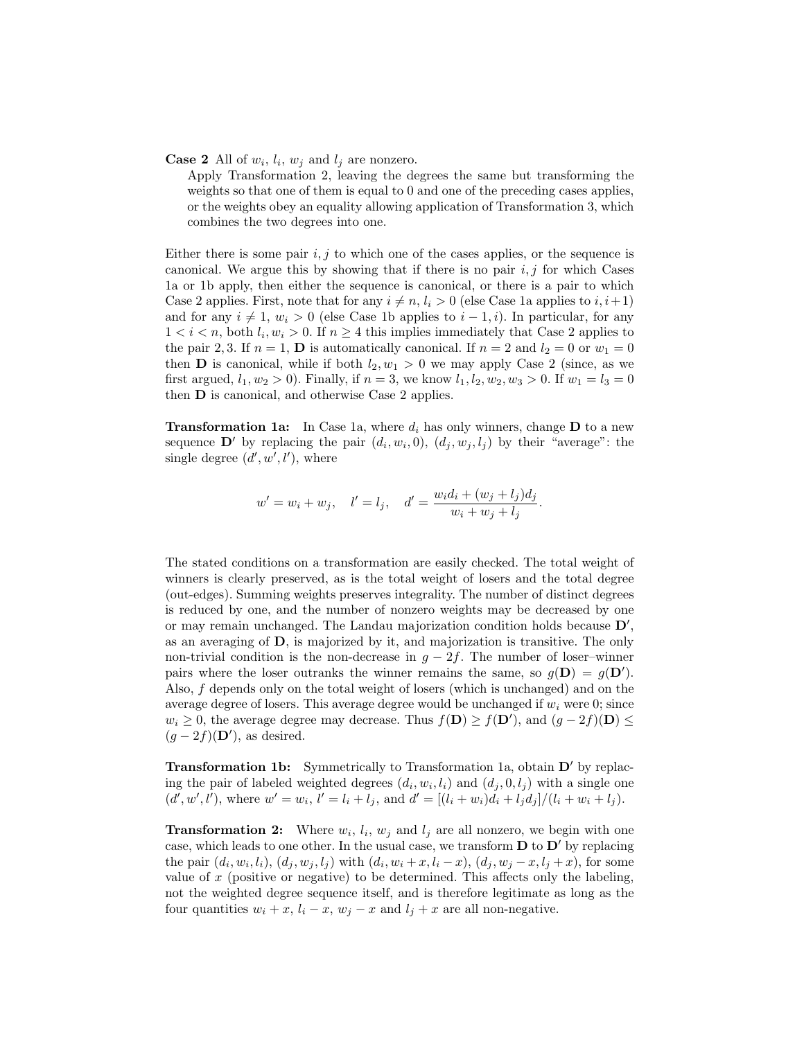**Case 2** All of $w_i$, $l_i$, $w_j$ and $l_j$ are nonzero.

Apply Transformation 2, leaving the degrees the same but transforming the weights so that one of them is equal to 0 and one of the preceding cases applies, or the weights obey an equality allowing application of Transformation 3, which combines the two degrees into one.

Either there is some pair $i, j$ to which one of the cases applies, or the sequence is canonical. We argue this by showing that if there is no pair $i, j$ for which Cases 1a or 1b apply, then either the sequence is canonical, or there is a pair to which Case 2 applies. First, note that for any $i \neq n$, $l_i > 0$ (else Case 1a applies to $i, i+1$) and for any $i \neq 1$, $w_i > 0$ (else Case 1b applies to $i-1, i$). In particular, for any $1 < i < n$, both $l_i, w_i > 0$. If $n \geq 4$ this implies immediately that Case 2 applies to the pair 2, 3. If $n = 1$, $\mathbf{D}$ is automatically canonical. If $n = 2$ and $l_2 = 0$ or $w_1 = 0$ then $\mathbf{D}$ is canonical, while if both $l_2, w_1 > 0$ we may apply Case 2 (since, as we first argued, $l_1, w_2 > 0$). Finally, if $n = 3$, we know $l_1, l_2, w_2, w_3 > 0$. If $w_1 = l_3 = 0$ then $\mathbf{D}$ is canonical, and otherwise Case 2 applies.

**Transformation 1a:** In Case 1a, where $d_i$ has only winners, change $\mathbf{D}$ to a new sequence $\mathbf{D}'$ by replacing the pair $(d_i, w_i, 0)$, $(d_j, w_j, l_j)$ by their "average": the single degree $(d', w', l')$, where

$$w' = w_i + w_j, \quad l' = l_j, \quad d' = \frac{w_i d_i + (w_j + l_j) d_j}{w_i + w_j + l_j}.$$

The stated conditions on a transformation are easily checked. The total weight of winners is clearly preserved, as is the total weight of losers and the total degree (out-edges). Summing weights preserves integrality. The number of distinct degrees is reduced by one, and the number of nonzero weights may be decreased by one or may remain unchanged. The Landau majorization condition holds because $\mathbf{D}'$, as an averaging of $\mathbf{D}$, is majorized by it, and majorization is transitive. The only non-trivial condition is the non-decrease in $g - 2f$. The number of loser–winner pairs where the loser outranks the winner remains the same, so $g(\mathbf{D}) = g(\mathbf{D}')$. Also, $f$ depends only on the total weight of losers (which is unchanged) and on the average degree of losers. This average degree would be unchanged if $w_i$ were 0; since $w_i \geq 0$, the average degree may decrease. Thus $f(\mathbf{D}) \geq f(\mathbf{D}')$, and $(g - 2f)(\mathbf{D}) \leq (g - 2f)(\mathbf{D}')$, as desired.

**Transformation 1b:** Symmetrically to Transformation 1a, obtain $\mathbf{D}'$ by replacing the pair of labeled weighted degrees $(d_i, w_i, l_i)$ and $(d_j, 0, l_j)$ with a single one $(d', w', l')$, where $w' = w_i$, $l' = l_i + l_j$, and $d' = [(l_i + w_i)d_i + l_j d_j]/(l_i + w_i + l_j)$.

**Transformation 2:** Where $w_i$, $l_i$, $w_j$ and $l_j$ are all nonzero, we begin with one case, which leads to one other. In the usual case, we transform $\mathbf{D}$ to $\mathbf{D}'$ by replacing the pair $(d_i, w_i, l_i)$, $(d_j, w_j, l_j)$ with $(d_i, w_i + x, l_i - x)$, $(d_j, w_j - x, l_j + x)$, for some value of $x$ (positive or negative) to be determined. This affects only the labeling, not the weighted degree sequence itself, and is therefore legitimate as long as the four quantities $w_i + x$, $l_i - x$, $w_j - x$ and $l_j + x$ are all non-negative.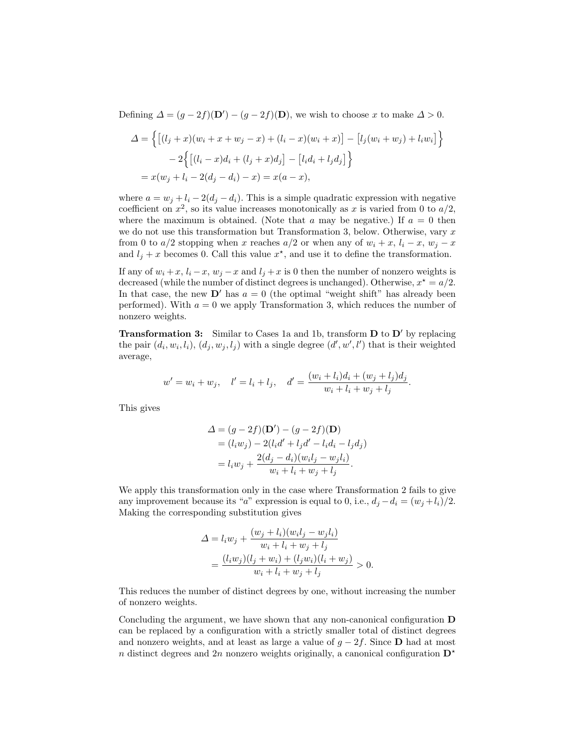Defining $\varDelta = (g-2f)(\mathbf{D}') - (g-2f)(\mathbf{D})$, we wish to choose $x$ to make $\varDelta > 0$.

$$
\begin{aligned}
\varDelta &= \Big\{ \big[(l_j+x)(w_i+x+w_j-x) + (l_i-x)(w_i+x)\big] - \big[l_j(w_i+w_j)+l_iw_i\big] \Big\} \\
&\quad - 2\Big\{ \big[(l_i-x)d_i + (l_j+x)d_j\big] - \big[l_id_i + l_jd_j\big] \Big\} \\
&= x(w_j + l_i - 2(d_j-d_i) - x) = x(a-x),
\end{aligned}
$$

where $a = w_j + l_i - 2(d_j - d_i)$. This is a simple quadratic expression with negative coefficient on $x^2$, so its value increases monotonically as $x$ is varied from 0 to $a/2$, where the maximum is obtained. (Note that $a$ may be negative.) If $a = 0$ then we do not use this transformation but Transformation 3, below. Otherwise, vary $x$ from 0 to $a/2$ stopping when $x$ reaches $a/2$ or when any of $w_i + x$, $l_i - x$, $w_j - x$ and $l_j + x$ becomes 0. Call this value $x^\star$, and use it to define the transformation.

If any of $w_i + x$, $l_i - x$, $w_j - x$ and $l_j + x$ is 0 then the number of nonzero weights is decreased (while the number of distinct degrees is unchanged). Otherwise, $x^\star = a/2$. In that case, the new $\mathbf{D}'$ has $a = 0$ (the optimal "weight shift" has already been performed). With $a = 0$ we apply Transformation 3, which reduces the number of nonzero weights.

**Transformation 3:** Similar to Cases 1a and 1b, transform $\mathbf{D}$ to $\mathbf{D}'$ by replacing the pair $(d_i, w_i, l_i)$, $(d_j, w_j, l_j)$ with a single degree $(d', w', l')$ that is their weighted average,

$$
w' = w_i + w_j, \quad l' = l_i + l_j, \quad d' = \frac{(w_i + l_i)d_i + (w_j + l_j)d_j}{w_i + l_i + w_j + l_j}.
$$

This gives

$$
\begin{aligned}
\varDelta &= (g-2f)(\mathbf{D}') - (g-2f)(\mathbf{D}) \\
&= (l_iw_j) - 2(l_id' + l_jd' - l_id_i - l_jd_j) \\
&= l_iw_j + \frac{2(d_j - d_i)(w_il_j - w_jl_i)}{w_i + l_i + w_j + l_j}.
\end{aligned}
$$

We apply this transformation only in the case where Transformation 2 fails to give any improvement because its "$a$" expression is equal to 0, i.e., $d_j - d_i = (w_j + l_i)/2$. Making the corresponding substitution gives

$$
\begin{aligned}
\varDelta &= l_iw_j + \frac{(w_j + l_i)(w_il_j - w_jl_i)}{w_i + l_i + w_j + l_j} \\
&= \frac{(l_iw_j)(l_j + w_i) + (l_jw_i)(l_i + w_j)}{w_i + l_i + w_j + l_j} > 0.
\end{aligned}
$$

This reduces the number of distinct degrees by one, without increasing the number of nonzero weights.

Concluding the argument, we have shown that any non-canonical configuration $\mathbf{D}$ can be replaced by a configuration with a strictly smaller total of distinct degrees and nonzero weights, and at least as large a value of $g - 2f$. Since $\mathbf{D}$ had at most $n$ distinct degrees and $2n$ nonzero weights originally, a canonical configuration $\mathbf{D}^\star$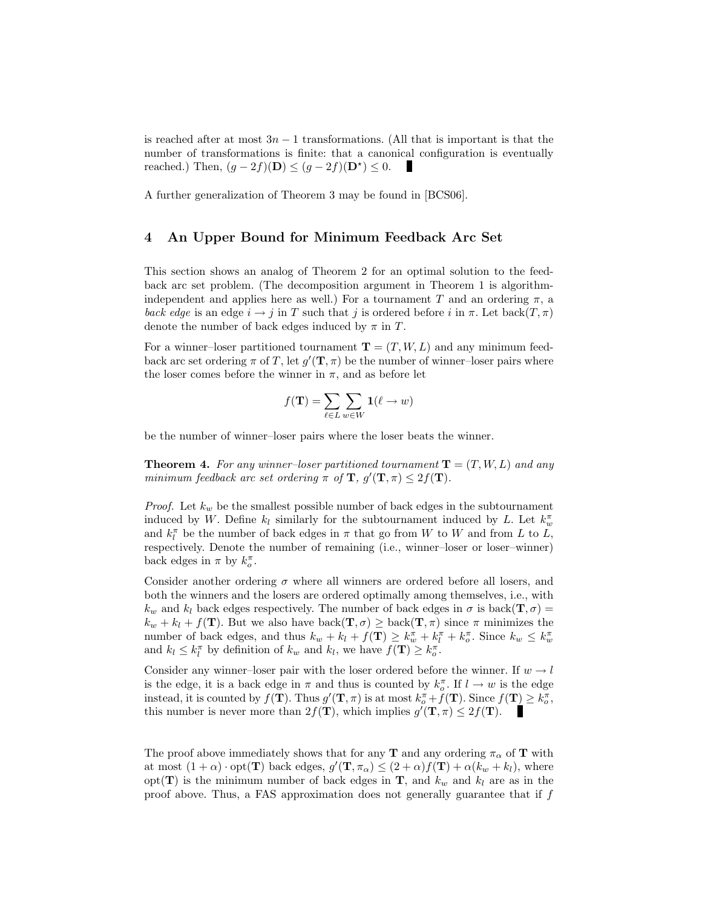is reached after at most $3n - 1$ transformations. (All that is important is that the number of transformations is finite: that a canonical configuration is eventually reached.) Then, $(g - 2f)(\mathbf{D}) \leq (g - 2f)(\mathbf{D}^\star) \leq 0$. ∎

A further generalization of Theorem 3 may be found in [BCS06].

## 4 An Upper Bound for Minimum Feedback Arc Set

This section shows an analog of Theorem 2 for an optimal solution to the feedback arc set problem. (The decomposition argument in Theorem 1 is algorithm-independent and applies here as well.) For a tournament $T$ and an ordering $\pi$, a *back edge* is an edge $i \to j$ in $T$ such that $j$ is ordered before $i$ in $\pi$. Let $\text{back}(T, \pi)$ denote the number of back edges induced by $\pi$ in $T$.

For a winner–loser partitioned tournament $\mathbf{T} = (T, W, L)$ and any minimum feedback arc set ordering $\pi$ of $T$, let $g'(\mathbf{T}, \pi)$ be the number of winner–loser pairs where the loser comes before the winner in $\pi$, and as before let

$$f(\mathbf{T}) = \sum_{\ell \in L} \sum_{w \in W} \mathbf{1}(\ell \to w)$$

be the number of winner–loser pairs where the loser beats the winner.

**Theorem 4.** *For any winner–loser partitioned tournament $\mathbf{T} = (T, W, L)$ and any minimum feedback arc set ordering $\pi$ of $\mathbf{T}$, $g'(\mathbf{T}, \pi) \leq 2f(\mathbf{T})$.*

*Proof.* Let $k_w$ be the smallest possible number of back edges in the subtournament induced by $W$. Define $k_l$ similarly for the subtournament induced by $L$. Let $k_w^\pi$ and $k_l^\pi$ be the number of back edges in $\pi$ that go from $W$ to $W$ and from $L$ to $L$, respectively. Denote the number of remaining (i.e., winner–loser or loser–winner) back edges in $\pi$ by $k_o^\pi$.

Consider another ordering $\sigma$ where all winners are ordered before all losers, and both the winners and the losers are ordered optimally among themselves, i.e., with $k_w$ and $k_l$ back edges respectively. The number of back edges in $\sigma$ is $\text{back}(\mathbf{T}, \sigma) = k_w + k_l + f(\mathbf{T})$. But we also have $\text{back}(\mathbf{T}, \sigma) \geq \text{back}(\mathbf{T}, \pi)$ since $\pi$ minimizes the number of back edges, and thus $k_w + k_l + f(\mathbf{T}) \geq k_w^\pi + k_l^\pi + k_o^\pi$. Since $k_w \leq k_w^\pi$ and $k_l \leq k_l^\pi$ by definition of $k_w$ and $k_l$, we have $f(\mathbf{T}) \geq k_o^\pi$.

Consider any winner–loser pair with the loser ordered before the winner. If $w \to l$ is the edge, it is a back edge in $\pi$ and thus is counted by $k_o^\pi$. If $l \to w$ is the edge instead, it is counted by $f(\mathbf{T})$. Thus $g'(\mathbf{T}, \pi)$ is at most $k_o^\pi + f(\mathbf{T})$. Since $f(\mathbf{T}) \geq k_o^\pi$, this number is never more than $2f(\mathbf{T})$, which implies $g'(\mathbf{T}, \pi) \leq 2f(\mathbf{T})$. ∎

The proof above immediately shows that for any $\mathbf{T}$ and any ordering $\pi_\alpha$ of $\mathbf{T}$ with at most $(1 + \alpha) \cdot \text{opt}(\mathbf{T})$ back edges, $g'(\mathbf{T}, \pi_\alpha) \leq (2 + \alpha) f(\mathbf{T}) + \alpha(k_w + k_l)$, where $\text{opt}(\mathbf{T})$ is the minimum number of back edges in $\mathbf{T}$, and $k_w$ and $k_l$ are as in the proof above. Thus, a FAS approximation does not generally guarantee that if $f$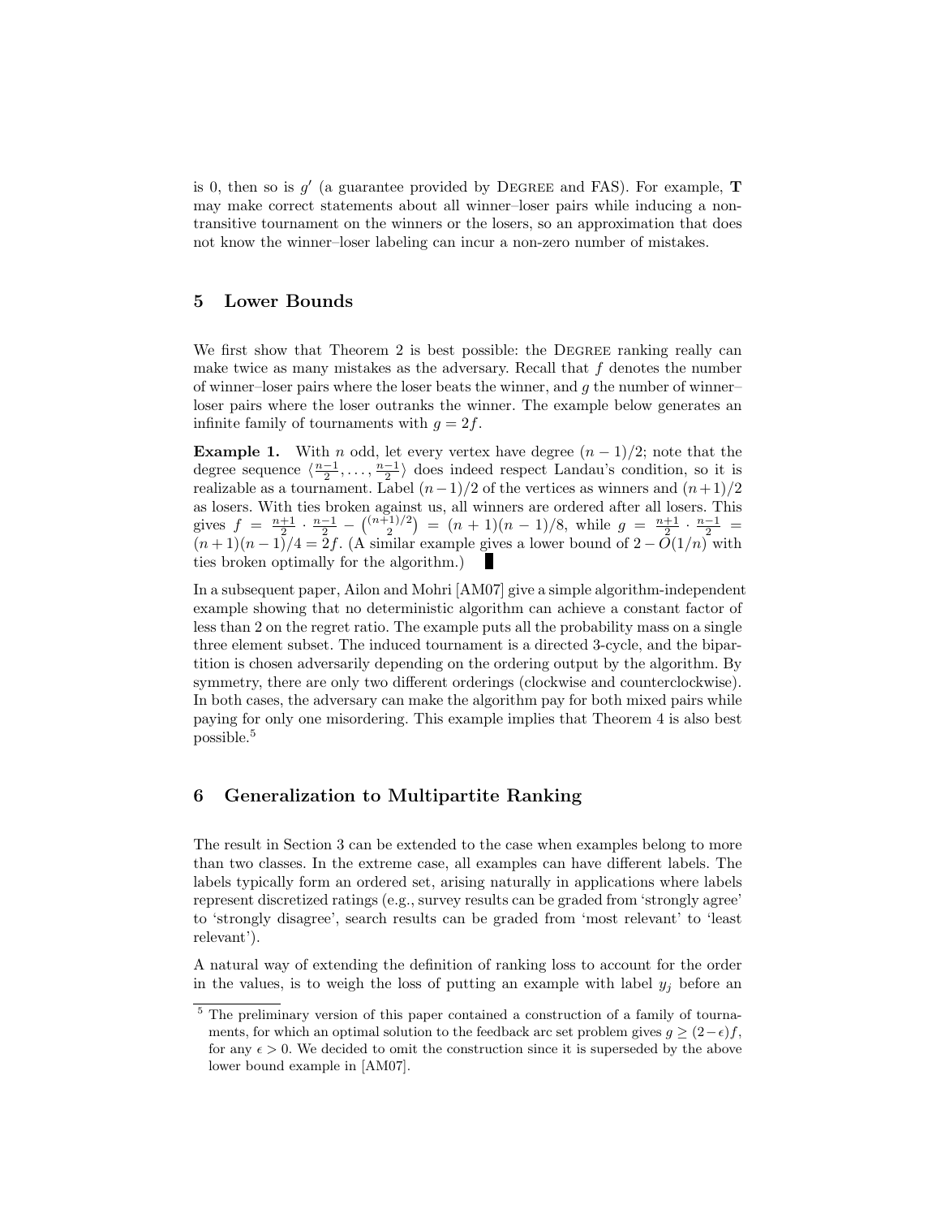is 0, then so is $g'$ (a guarantee provided by Degree and FAS). For example, $\mathbf{T}$ may make correct statements about all winner–loser pairs while inducing a non-transitive tournament on the winners or the losers, so an approximation that does not know the winner–loser labeling can incur a non-zero number of mistakes.

## 5 Lower Bounds

We first show that Theorem 2 is best possible: the Degree ranking really can make twice as many mistakes as the adversary. Recall that $f$ denotes the number of winner–loser pairs where the loser beats the winner, and $g$ the number of winner–loser pairs where the loser outranks the winner. The example below generates an infinite family of tournaments with $g = 2f$.

**Example 1.** With $n$ odd, let every vertex have degree $(n-1)/2$; note that the degree sequence $\langle \frac{n-1}{2}, \ldots, \frac{n-1}{2} \rangle$ does indeed respect Landau's condition, so it is realizable as a tournament. Label $(n-1)/2$ of the vertices as winners and $(n+1)/2$ as losers. With ties broken against us, all winners are ordered after all losers. This gives $f = \frac{n+1}{2} \cdot \frac{n-1}{2} - \binom{(n+1)/2}{2} = (n+1)(n-1)/8$, while $g = \frac{n+1}{2} \cdot \frac{n-1}{2} = (n+1)(n-1)/4 = 2f$. (A similar example gives a lower bound of $2 - O(1/n)$ with ties broken optimally for the algorithm.) ∎

In a subsequent paper, Ailon and Mohri [AM07] give a simple algorithm-independent example showing that no deterministic algorithm can achieve a constant factor of less than 2 on the regret ratio. The example puts all the probability mass on a single three element subset. The induced tournament is a directed 3-cycle, and the bipartition is chosen adversarily depending on the ordering output by the algorithm. By symmetry, there are only two different orderings (clockwise and counterclockwise). In both cases, the adversary can make the algorithm pay for both mixed pairs while paying for only one misordering. This example implies that Theorem 4 is also best possible.[5]

## 6 Generalization to Multipartite Ranking

The result in Section 3 can be extended to the case when examples belong to more than two classes. In the extreme case, all examples can have different labels. The labels typically form an ordered set, arising naturally in applications where labels represent discretized ratings (e.g., survey results can be graded from 'strongly agree' to 'strongly disagree', search results can be graded from 'most relevant' to 'least relevant').

A natural way of extending the definition of ranking loss to account for the order in the values, is to weigh the loss of putting an example with label $y_j$ before an

[5] The preliminary version of this paper contained a construction of a family of tournaments, for which an optimal solution to the feedback arc set problem gives $g \geq (2-\epsilon)f$, for any $\epsilon > 0$. We decided to omit the construction since it is superseded by the above lower bound example in [AM07].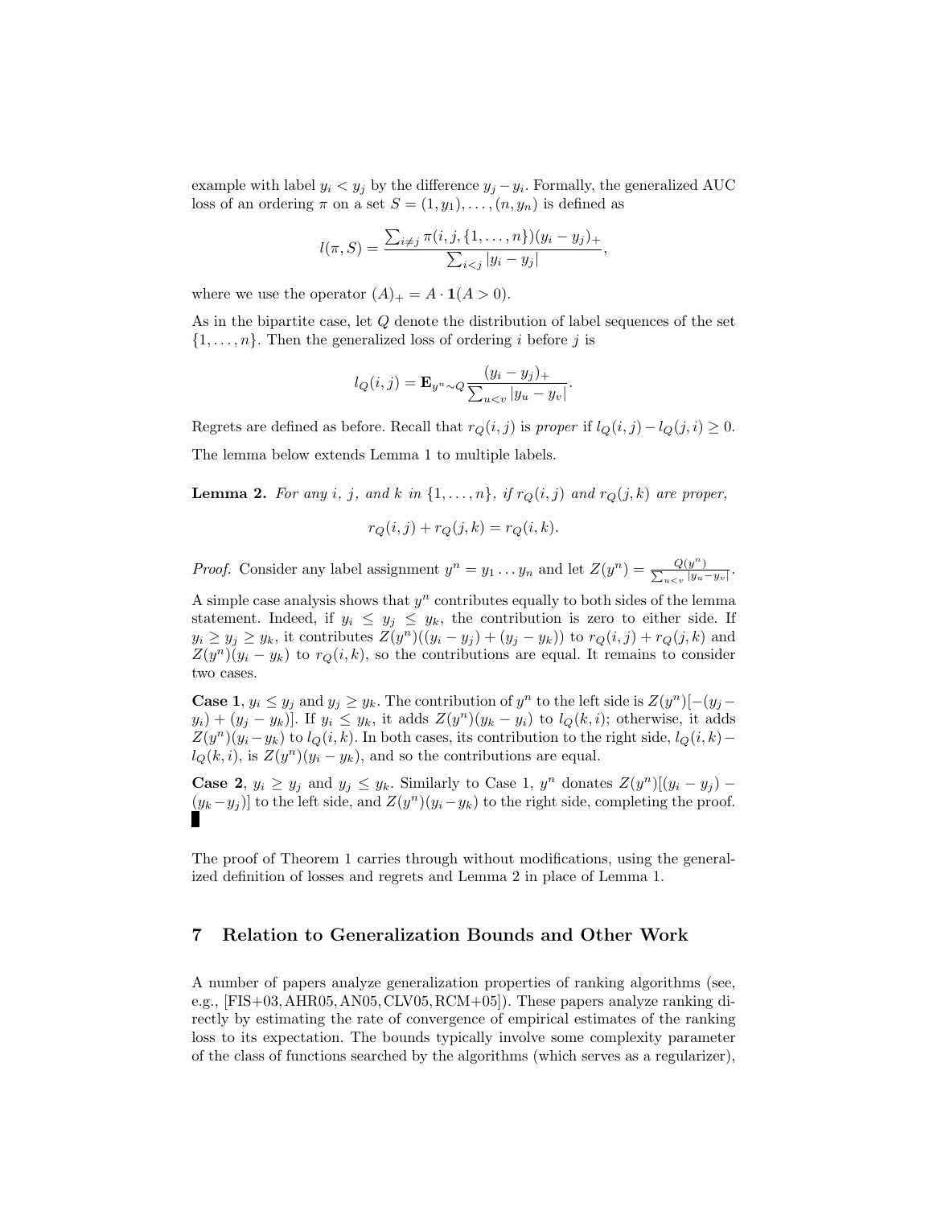example with label $y_i < y_j$ by the difference $y_j - y_i$. Formally, the generalized AUC loss of an ordering $\pi$ on a set $S = (1, y_1), \ldots, (n, y_n)$ is defined as

$$l(\pi, S) = \frac{\sum_{i \neq j} \pi(i, j, \{1, \ldots, n\})(y_i - y_j)_+}{\sum_{i<j} |y_i - y_j|},$$

where we use the operator $(A)_+ = A \cdot \mathbf{1}(A > 0)$.

As in the bipartite case, let $Q$ denote the distribution of label sequences of the set $\{1, \ldots, n\}$. Then the generalized loss of ordering $i$ before $j$ is

$$l_Q(i, j) = \mathbf{E}_{y^n \sim Q} \frac{(y_i - y_j)_+}{\sum_{u<v} |y_u - y_v|}.$$

Regrets are defined as before. Recall that $r_Q(i, j)$ is *proper* if $l_Q(i, j) - l_Q(j, i) \geq 0$.

The lemma below extends Lemma 1 to multiple labels.

**Lemma 2.** *For any $i$, $j$, and $k$ in $\{1, \ldots, n\}$, if $r_Q(i, j)$ and $r_Q(j, k)$ are proper,*

$$r_Q(i, j) + r_Q(j, k) = r_Q(i, k).$$

*Proof.* Consider any label assignment $y^n = y_1 \ldots y_n$ and let $Z(y^n) = \frac{Q(y^n)}{\sum_{u<v} |y_u - y_v|}$.

A simple case analysis shows that $y^n$ contributes equally to both sides of the lemma statement. Indeed, if $y_i \leq y_j \leq y_k$, the contribution is zero to either side. If $y_i \geq y_j \geq y_k$, it contributes $Z(y^n)((y_i - y_j) + (y_j - y_k))$ to $r_Q(i, j) + r_Q(j, k)$ and $Z(y^n)(y_i - y_k)$ to $r_Q(i, k)$, so the contributions are equal. It remains to consider two cases.

**Case 1**, $y_i \leq y_j$ and $y_j \geq y_k$. The contribution of $y^n$ to the left side is $Z(y^n)[-(y_j - y_i) + (y_j - y_k)]$. If $y_i \leq y_k$, it adds $Z(y^n)(y_k - y_i)$ to $l_Q(k, i)$; otherwise, it adds $Z(y^n)(y_i - y_k)$ to $l_Q(i, k)$. In both cases, its contribution to the right side, $l_Q(i, k) - l_Q(k, i)$, is $Z(y^n)(y_i - y_k)$, and so the contributions are equal.

**Case 2**, $y_i \geq y_j$ and $y_j \leq y_k$. Similarly to Case 1, $y^n$ donates $Z(y^n)[(y_i - y_j) - (y_k - y_j)]$ to the left side, and $Z(y^n)(y_i - y_k)$ to the right side, completing the proof. ∎

The proof of Theorem 1 carries through without modifications, using the generalized definition of losses and regrets and Lemma 2 in place of Lemma 1.

## 7 Relation to Generalization Bounds and Other Work

A number of papers analyze generalization properties of ranking algorithms (see, e.g., [FIS+03, AHR05, AN05, CLV05, RCM+05]). These papers analyze ranking directly by estimating the rate of convergence of empirical estimates of the ranking loss to its expectation. The bounds typically involve some complexity parameter of the class of functions searched by the algorithms (which serves as a regularizer),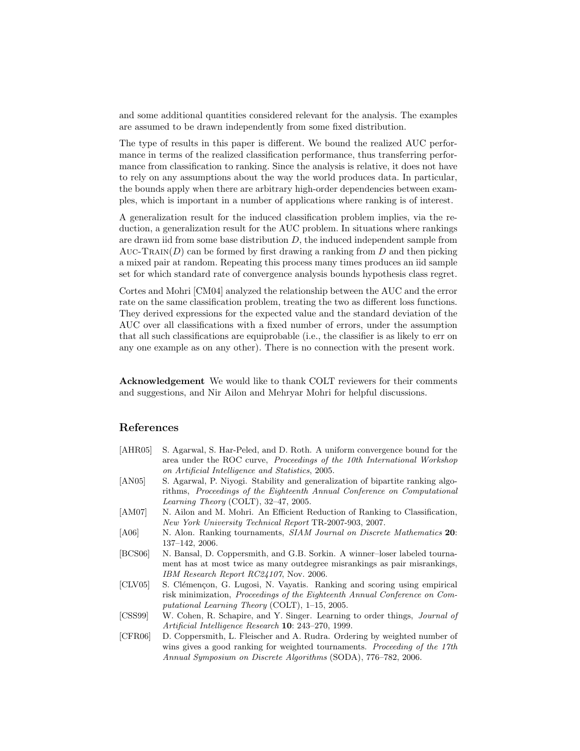and some additional quantities considered relevant for the analysis. The examples are assumed to be drawn independently from some fixed distribution.

The type of results in this paper is different. We bound the realized AUC performance in terms of the realized classification performance, thus transferring performance from classification to ranking. Since the analysis is relative, it does not have to rely on any assumptions about the way the world produces data. In particular, the bounds apply when there are arbitrary high-order dependencies between examples, which is important in a number of applications where ranking is of interest.

A generalization result for the induced classification problem implies, via the reduction, a generalization result for the AUC problem. In situations where rankings are drawn iid from some base distribution $D$, the induced independent sample from Auc-Train($D$) can be formed by first drawing a ranking from $D$ and then picking a mixed pair at random. Repeating this process many times produces an iid sample set for which standard rate of convergence analysis bounds hypothesis class regret.

Cortes and Mohri [CM04] analyzed the relationship between the AUC and the error rate on the same classification problem, treating the two as different loss functions. They derived expressions for the expected value and the standard deviation of the AUC over all classifications with a fixed number of errors, under the assumption that all such classifications are equiprobable (i.e., the classifier is as likely to err on any one example as on any other). There is no connection with the present work.

**Acknowledgement** We would like to thank COLT reviewers for their comments and suggestions, and Nir Ailon and Mehryar Mohri for helpful discussions.

## References

[AHR05] S. Agarwal, S. Har-Peled, and D. Roth. A uniform convergence bound for the area under the ROC curve, *Proceedings of the 10th International Workshop on Artificial Intelligence and Statistics*, 2005.

[AN05] S. Agarwal, P. Niyogi. Stability and generalization of bipartite ranking algorithms, *Proceedings of the Eighteenth Annual Conference on Computational Learning Theory* (COLT), 32–47, 2005.

[AM07] N. Ailon and M. Mohri. An Efficient Reduction of Ranking to Classification, *New York University Technical Report* TR-2007-903, 2007.

[A06] N. Alon. Ranking tournaments, *SIAM Journal on Discrete Mathematics* **20**: 137–142, 2006.

[BCS06] N. Bansal, D. Coppersmith, and G.B. Sorkin. A winner–loser labeled tournament has at most twice as many outdegree misrankings as pair misrankings, *IBM Research Report RC24107*, Nov. 2006.

[CLV05] S. Clémençon, G. Lugosi, N. Vayatis. Ranking and scoring using empirical risk minimization, *Proceedings of the Eighteenth Annual Conference on Computational Learning Theory* (COLT), 1–15, 2005.

[CSS99] W. Cohen, R. Schapire, and Y. Singer. Learning to order things, *Journal of Artificial Intelligence Research* **10**: 243–270, 1999.

[CFR06] D. Coppersmith, L. Fleischer and A. Rudra. Ordering by weighted number of wins gives a good ranking for weighted tournaments. *Proceeding of the 17th Annual Symposium on Discrete Algorithms* (SODA), 776–782, 2006.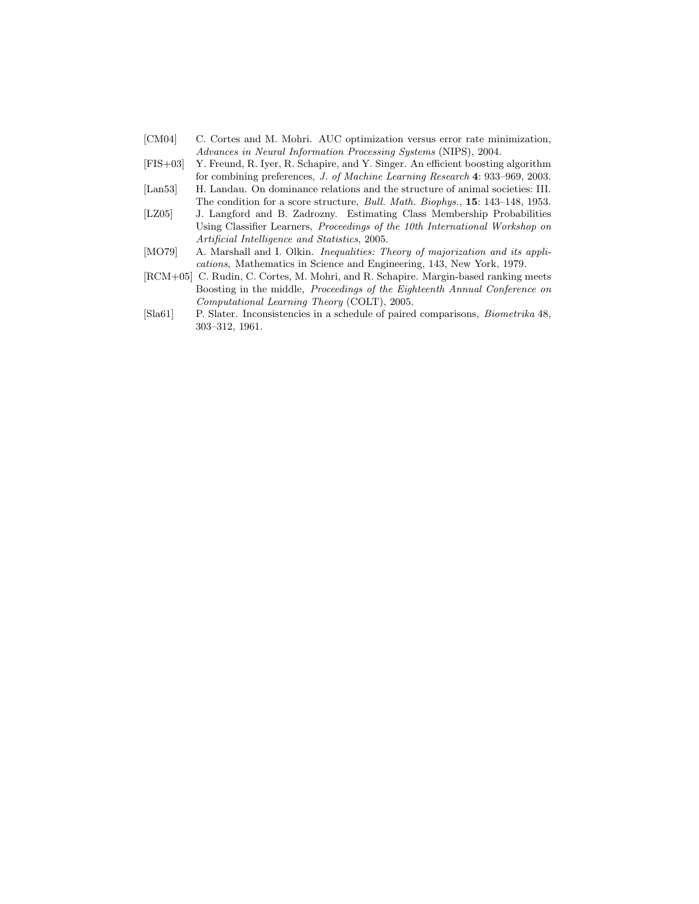[CM04] C. Cortes and M. Mohri. AUC optimization versus error rate minimization, *Advances in Neural Information Processing Systems* (NIPS), 2004.

[FIS+03] Y. Freund, R. Iyer, R. Schapire, and Y. Singer. An efficient boosting algorithm for combining preferences, *J. of Machine Learning Research* **4**: 933–969, 2003.

[Lan53] H. Landau. On dominance relations and the structure of animal societies: III. The condition for a score structure, *Bull. Math. Biophys.*, **15**: 143–148, 1953.

[LZ05] J. Langford and B. Zadrozny. Estimating Class Membership Probabilities Using Classifier Learners, *Proceedings of the 10th International Workshop on Artificial Intelligence and Statistics*, 2005.

[MO79] A. Marshall and I. Olkin. *Inequalities: Theory of majorization and its applications*, Mathematics in Science and Engineering, 143, New York, 1979.

[RCM+05] C. Rudin, C. Cortes, M. Mohri, and R. Schapire. Margin-based ranking meets Boosting in the middle, *Proceedings of the Eighteenth Annual Conference on Computational Learning Theory* (COLT), 2005.

[Sla61] P. Slater. Inconsistencies in a schedule of paired comparisons, *Biometrika* 48, 303–312, 1961.